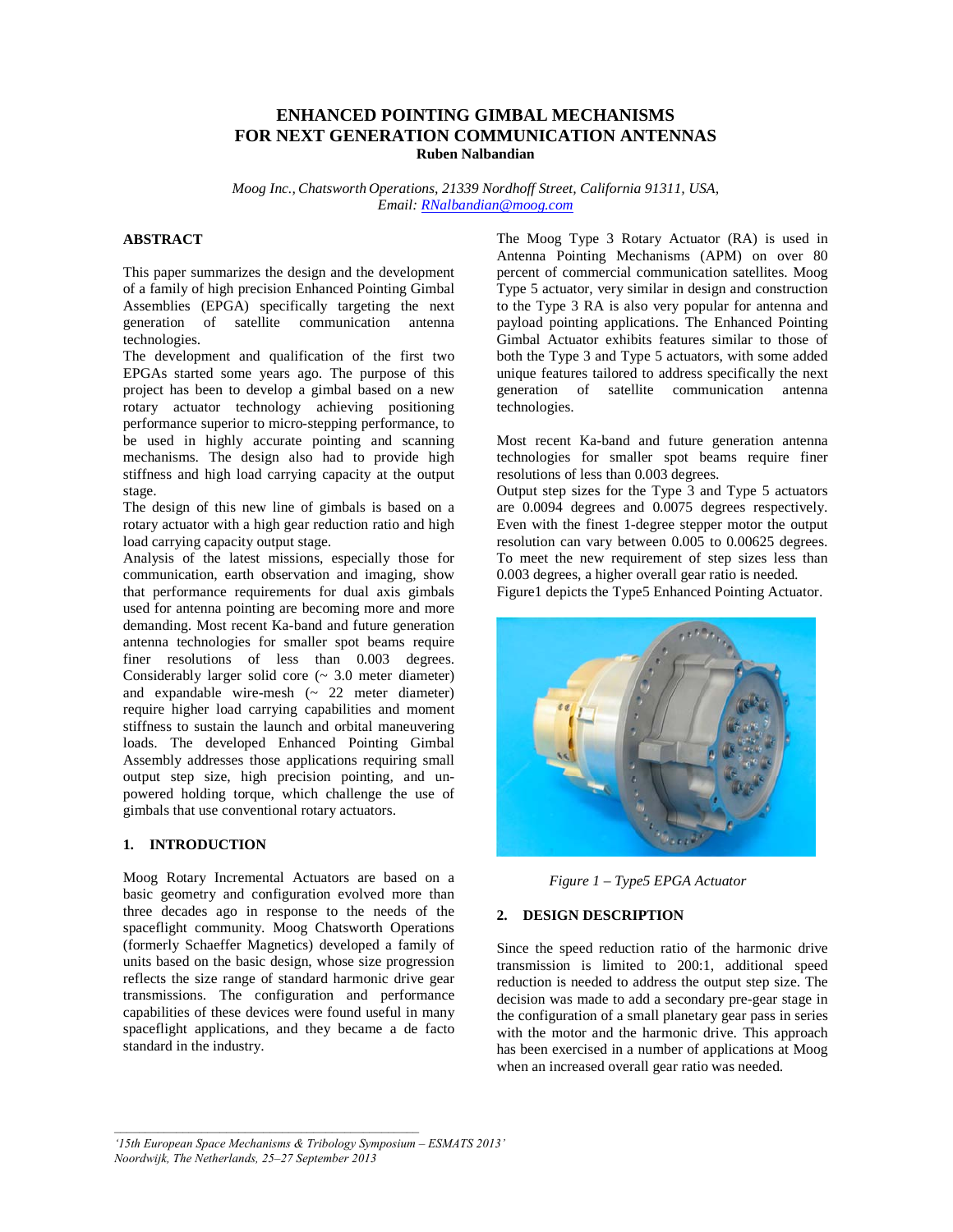# ENHANCED POINTING GIMBAL MECHANISMS FOR NEXT GENERATION COMMUNICATION ANTENNAS

**Ruben Nalbandian**

*Moog Inc., Chatsworth Operations, 21339 Nordhoff Street, California 91311, USA, Email: RNalbandian@moog.com*

## ABSTRACT

This paper summarizes the design and the development of a family of high precision Enhanced Pointing Gimbal Assemblies (EPGA) specifically targeting the next generation of satellite communication antenna technologies.

The development and qualification of the first two EPGAs started some years ago. The purpose of this project has been to develop a gimbal based on a new rotary actuator technology achieving positioning performance superior to micro-stepping performance, to be used in highly accurate pointing and scanning mechanisms. The design also had to provide high stiffness and high load carrying capacity at the output stage.

The design of this new line of gimbals is based on a rotary actuator with a high gear reduction ratio and high load carrying capacity output stage.

Analysis of the latest missions, especially those for communication, earth observation and imaging, show that performance requirements for dual axis gimbals used for antenna pointing are becoming more and more demanding. Most recent Ka-band and future generation antenna technologies for smaller spot beams require finer resolutions of less than 0.003 degrees. Considerably larger solid core (~ 3.0 meter diameter) and expandable wire-mesh (~ 22 meter diameter) require higher load carrying capabilities and moment stiffness to sustain the launch and orbital maneuvering loads. The developed Enhanced Pointing Gimbal Assembly addresses those applications requiring small output step size, high precision pointing, and un-powered holding torque, which challenge the use of gimbals that use conventional rotary actuators.

## 1. INTRODUCTION

Moog Rotary Incremental Actuators are based on a basic geometry and configuration evolved more than three decades ago in response to the needs of the spaceflight community. Moog Chatsworth Operations (formerly Schaeffer Magnetics) developed a family of units based on the basic design, whose size progression reflects the size range of standard harmonic drive gear transmissions. The configuration and performance capabilities of these devices were found useful in many spaceflight applications, and they became a de facto standard in the industry.

The Moog Type 3 Rotary Actuator (RA) is used in Antenna Pointing Mechanisms (APM) on over 80 percent of commercial communication satellites. Moog Type 5 actuator, very similar in design and construction to the Type 3 RA is also very popular for antenna and payload pointing applications. The Enhanced Pointing Gimbal Actuator exhibits features similar to those of both the Type 3 and Type 5 actuators, with some added unique features tailored to address specifically the next generation of satellite communication antenna technologies.

Most recent Ka-band and future generation antenna technologies for smaller spot beams require finer resolutions of less than 0.003 degrees.

Output step sizes for the Type 3 and Type 5 actuators are 0.0094 degrees and 0.0075 degrees respectively. Even with the finest 1-degree stepper motor the output resolution can vary between 0.005 to 0.00625 degrees. To meet the new requirement of step sizes less than 0.003 degrees, a higher overall gear ratio is needed.

Figure1 depicts the Type5 Enhanced Pointing Actuator.

*Figure 1 – Type5 EPGA Actuator*

## 2. DESIGN DESCRIPTION

Since the speed reduction ratio of the harmonic drive transmission is limited to 200:1, additional speed reduction is needed to address the output step size. The decision was made to add a secondary pre-gear stage in the configuration of a small planetary gear pass in series with the motor and the harmonic drive. This approach has been exercised in a number of applications at Moog when an increased overall gear ratio was needed.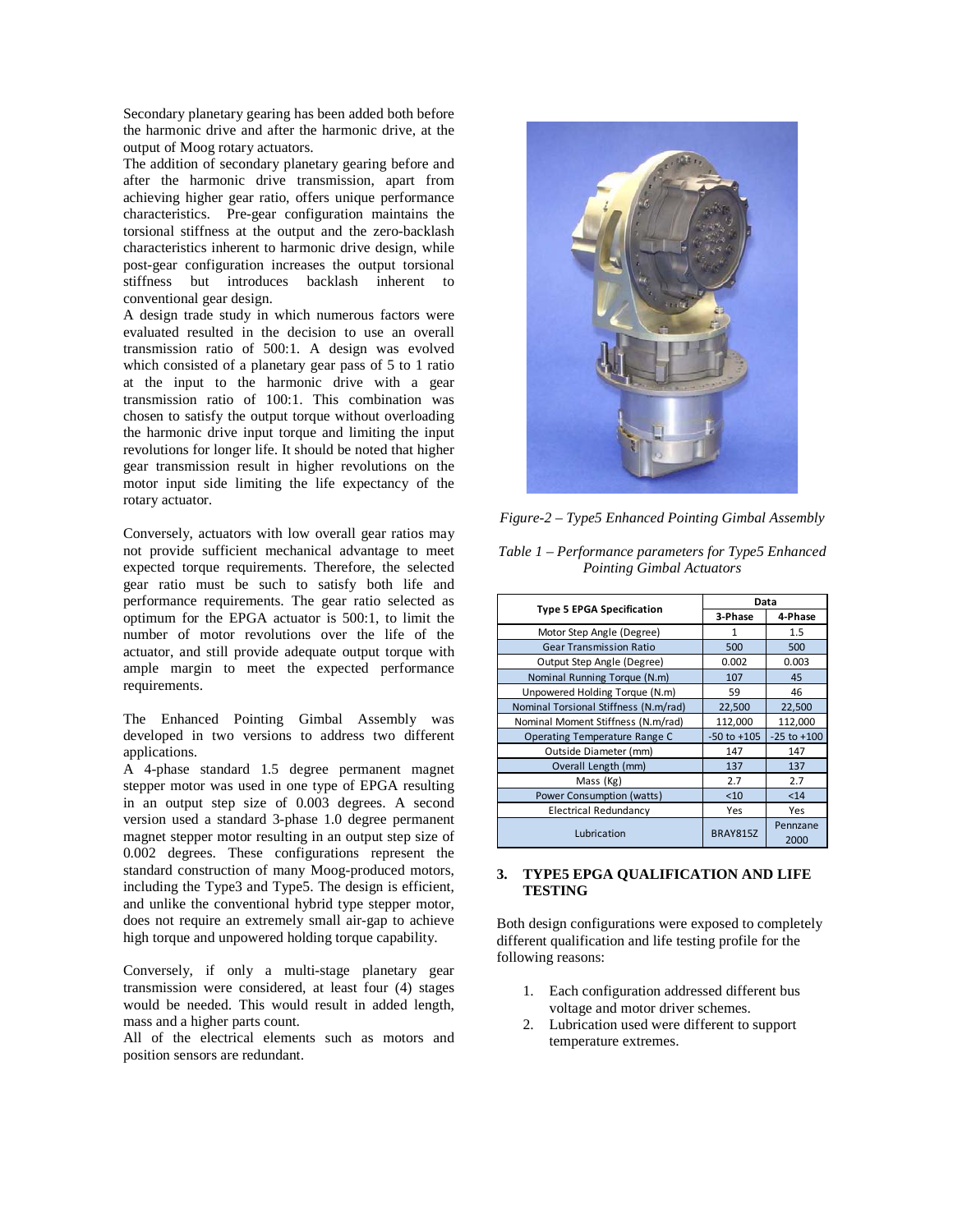Secondary planetary gearing has been added both before the harmonic drive and after the harmonic drive, at the output of Moog rotary actuators.
The addition of secondary planetary gearing before and after the harmonic drive transmission, apart from achieving higher gear ratio, offers unique performance characteristics. Pre-gear configuration maintains the torsional stiffness at the output and the zero-backlash characteristics inherent to harmonic drive design, while post-gear configuration increases the output torsional stiffness but introduces backlash inherent to conventional gear design.
A design trade study in which numerous factors were evaluated resulted in the decision to use an overall transmission ratio of 500:1. A design was evolved which consisted of a planetary gear pass of 5 to 1 ratio at the input to the harmonic drive with a gear transmission ratio of 100:1. This combination was chosen to satisfy the output torque without overloading the harmonic drive input torque and limiting the input revolutions for longer life. It should be noted that higher gear transmission result in higher revolutions on the motor input side limiting the life expectancy of the rotary actuator.

Conversely, actuators with low overall gear ratios may not provide sufficient mechanical advantage to meet expected torque requirements. Therefore, the selected gear ratio must be such to satisfy both life and performance requirements. The gear ratio selected as optimum for the EPGA actuator is 500:1, to limit the number of motor revolutions over the life of the actuator, and still provide adequate output torque with ample margin to meet the expected performance requirements.

The Enhanced Pointing Gimbal Assembly was developed in two versions to address two different applications.
A 4-phase standard 1.5 degree permanent magnet stepper motor was used in one type of EPGA resulting in an output step size of 0.003 degrees. A second version used a standard 3-phase 1.0 degree permanent magnet stepper motor resulting in an output step size of 0.002 degrees. These configurations represent the standard construction of many Moog-produced motors, including the Type3 and Type5. The design is efficient, and unlike the conventional hybrid type stepper motor, does not require an extremely small air-gap to achieve high torque and unpowered holding torque capability.

Conversely, if only a multi-stage planetary gear transmission were considered, at least four (4) stages would be needed. This would result in added length, mass and a higher parts count.
All of the electrical elements such as motors and position sensors are redundant.

*Figure-2 – Type5 Enhanced Pointing Gimbal Assembly*

*Table 1 – Performance parameters for Type5 Enhanced Pointing Gimbal Actuators*

| Type 5 EPGA Specification | Data | |
|---|---|---|
| | 3-Phase | 4-Phase |
| Motor Step Angle (Degree) | 1 | 1.5 |
| Gear Transmission Ratio | 500 | 500 |
| Output Step Angle (Degree) | 0.002 | 0.003 |
| Nominal Running Torque (N.m) | 107 | 45 |
| Unpowered Holding Torque (N.m) | 59 | 46 |
| Nominal Torsional Stiffness (N.m/rad) | 22,500 | 22,500 |
| Nominal Moment Stiffness (N.m/rad) | 112,000 | 112,000 |
| Operating Temperature Range C | -50 to +105 | -25 to +100 |
| Outside Diameter (mm) | 147 | 147 |
| Overall Length (mm) | 137 | 137 |
| Mass (Kg) | 2.7 | 2.7 |
| Power Consumption (watts) | <10 | <14 |
| Electrical Redundancy | Yes | Yes |
| Lubrication | BRAY815Z | Pennzane 2000 |

## 3. TYPE5 EPGA QUALIFICATION AND LIFE TESTING

Both design configurations were exposed to completely different qualification and life testing profile for the following reasons:

1. Each configuration addressed different bus voltage and motor driver schemes.
2. Lubrication used were different to support temperature extremes.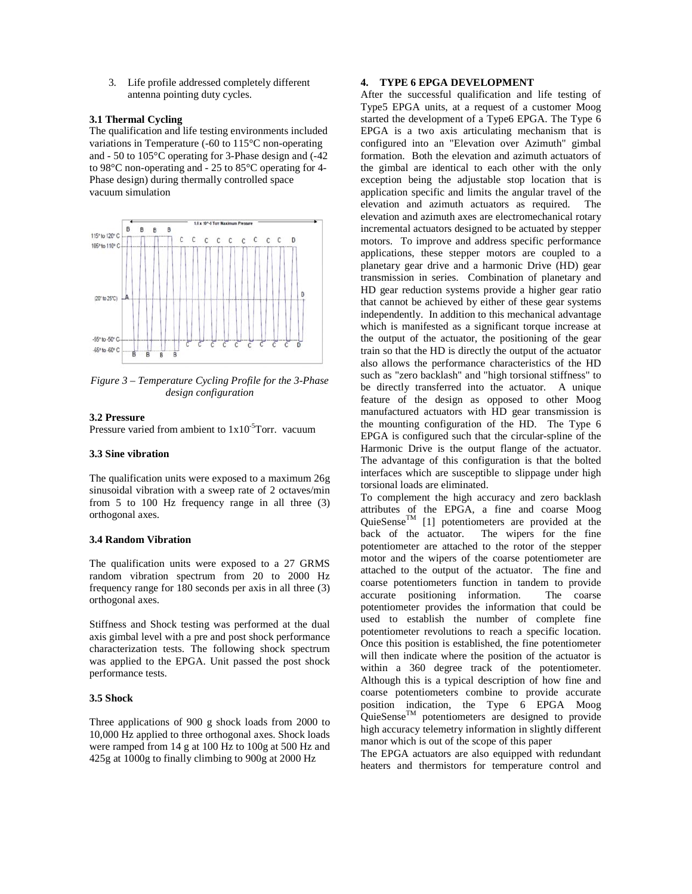3. Life profile addressed completely different antenna pointing duty cycles.

### 3.1 Thermal Cycling

The qualification and life testing environments included variations in Temperature (-60 to 115°C non-operating and - 50 to 105°C operating for 3-Phase design and (-42 to 98°C non-operating and - 25 to 85°C operating for 4-Phase design) during thermally controlled space vacuum simulation

*Figure 3 – Temperature Cycling Profile for the 3-Phase design configuration*

### 3.2 Pressure

Pressure varied from ambient to $1x10^{-5}$Torr. vacuum

### 3.3 Sine vibration

The qualification units were exposed to a maximum 26g sinusoidal vibration with a sweep rate of 2 octaves/min from 5 to 100 Hz frequency range in all three (3) orthogonal axes.

### 3.4 Random Vibration

The qualification units were exposed to a 27 GRMS random vibration spectrum from 20 to 2000 Hz frequency range for 180 seconds per axis in all three (3) orthogonal axes.

Stiffness and Shock testing was performed at the dual axis gimbal level with a pre and post shock performance characterization tests. The following shock spectrum was applied to the EPGA. Unit passed the post shock performance tests.

### 3.5 Shock

Three applications of 900 g shock loads from 2000 to 10,000 Hz applied to three orthogonal axes. Shock loads were ramped from 14 g at 100 Hz to 100g at 500 Hz and 425g at 1000g to finally climbing to 900g at 2000 Hz

## 4. TYPE 6 EPGA DEVELOPMENT

After the successful qualification and life testing of Type5 EPGA units, at a request of a customer Moog started the development of a Type6 EPGA. The Type 6 EPGA is a two axis articulating mechanism that is configured into an "Elevation over Azimuth" gimbal formation. Both the elevation and azimuth actuators of the gimbal are identical to each other with the only exception being the adjustable stop location that is application specific and limits the angular travel of the elevation and azimuth actuators as required. The elevation and azimuth axes are electromechanical rotary incremental actuators designed to be actuated by stepper motors. To improve and address specific performance applications, these stepper motors are coupled to a planetary gear drive and a harmonic Drive (HD) gear transmission in series. Combination of planetary and HD gear reduction systems provide a higher gear ratio that cannot be achieved by either of these gear systems independently. In addition to this mechanical advantage which is manifested as a significant torque increase at the output of the actuator, the positioning of the gear train so that the HD is directly the output of the actuator also allows the performance characteristics of the HD such as "zero backlash" and "high torsional stiffness" to be directly transferred into the actuator. A unique feature of the design as opposed to other Moog manufactured actuators with HD gear transmission is the mounting configuration of the HD. The Type 6 EPGA is configured such that the circular-spline of the Harmonic Drive is the output flange of the actuator. The advantage of this configuration is that the bolted interfaces which are susceptible to slippage under high torsional loads are eliminated.

To complement the high accuracy and zero backlash attributes of the EPGA, a fine and coarse Moog QuieSense™ [1] potentiometers are provided at the back of the actuator. The wipers for the fine potentiometer are attached to the rotor of the stepper motor and the wipers of the coarse potentiometer are attached to the output of the actuator. The fine and coarse potentiometers function in tandem to provide accurate positioning information. The coarse potentiometer provides the information that could be used to establish the number of complete fine potentiometer revolutions to reach a specific location. Once this position is established, the fine potentiometer will then indicate where the position of the actuator is within a 360 degree track of the potentiometer. Although this is a typical description of how fine and coarse potentiometers combine to provide accurate position indication, the Type 6 EPGA Moog QuieSense™ potentiometers are designed to provide high accuracy telemetry information in slightly different manor which is out of the scope of this paper

The EPGA actuators are also equipped with redundant heaters and thermistors for temperature control and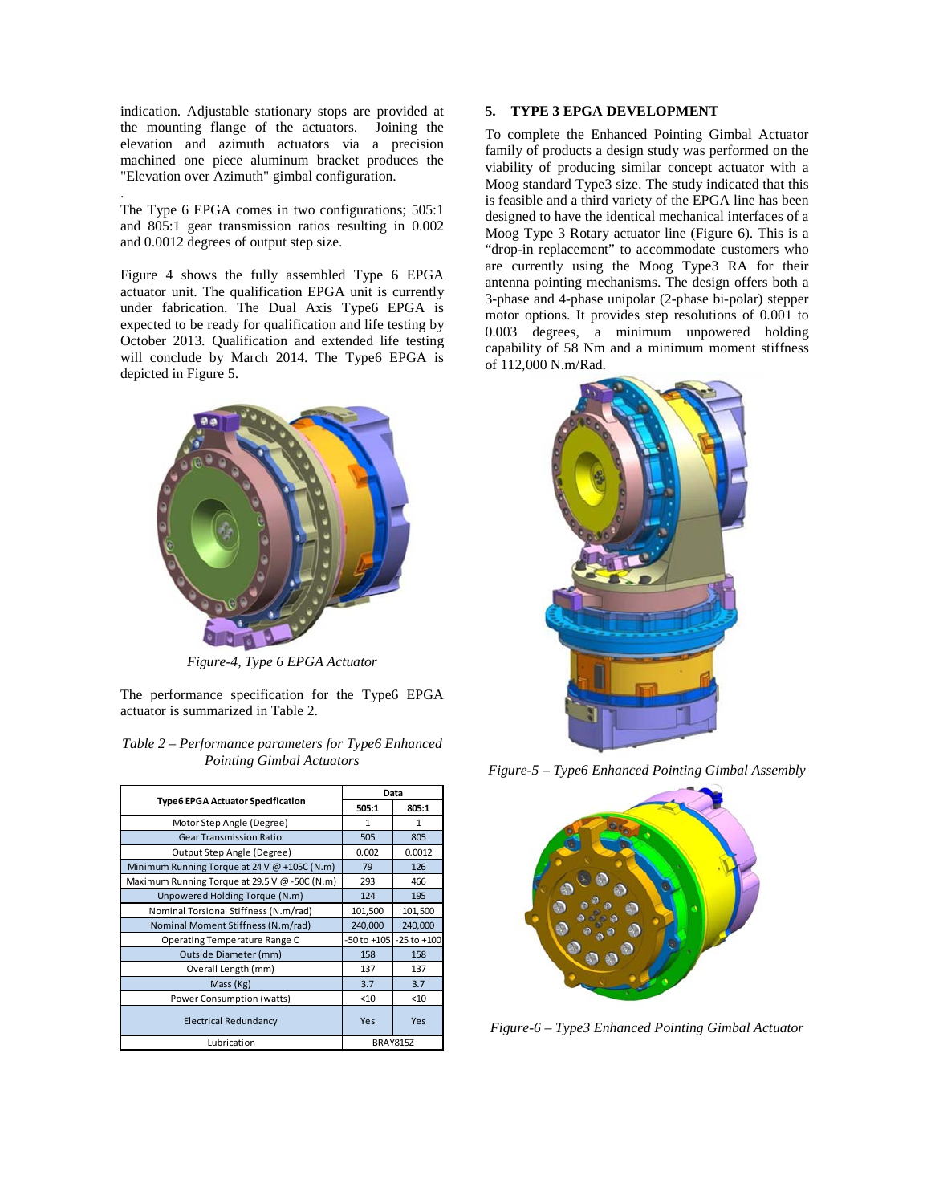indication. Adjustable stationary stops are provided at the mounting flange of the actuators. Joining the elevation and azimuth actuators via a precision machined one piece aluminum bracket produces the "Elevation over Azimuth" gimbal configuration.

The Type 6 EPGA comes in two configurations; 505:1 and 805:1 gear transmission ratios resulting in 0.002 and 0.0012 degrees of output step size.

Figure 4 shows the fully assembled Type 6 EPGA actuator unit. The qualification EPGA unit is currently under fabrication. The Dual Axis Type6 EPGA is expected to be ready for qualification and life testing by October 2013. Qualification and extended life testing will conclude by March 2014. The Type6 EPGA is depicted in Figure 5.

*Figure-4, Type 6 EPGA Actuator*

The performance specification for the Type6 EPGA actuator is summarized in Table 2.

*Table 2 – Performance parameters for Type6 Enhanced Pointing Gimbal Actuators*

| Type6 EPGA Actuator Specification | Data | |
|---|---|---|
| | 505:1 | 805:1 |
| Motor Step Angle (Degree) | 1 | 1 |
| Gear Transmission Ratio | 505 | 805 |
| Output Step Angle (Degree) | 0.002 | 0.0012 |
| Minimum Running Torque at 24 V @ +105C (N.m) | 79 | 126 |
| Maximum Running Torque at 29.5 V @ -50C (N.m) | 293 | 466 |
| Unpowered Holding Torque (N.m) | 124 | 195 |
| Nominal Torsional Stiffness (N.m/rad) | 101,500 | 101,500 |
| Nominal Moment Stiffness (N.m/rad) | 240,000 | 240,000 |
| Operating Temperature Range C | -50 to +105 | -25 to +100 |
| Outside Diameter (mm) | 158 | 158 |
| Overall Length (mm) | 137 | 137 |
| Mass (Kg) | 3.7 | 3.7 |
| Power Consumption (watts) | <10 | <10 |
| Electrical Redundancy | Yes | Yes |
| Lubrication | BRAY815Z | |

## 5. TYPE 3 EPGA DEVELOPMENT

To complete the Enhanced Pointing Gimbal Actuator family of products a design study was performed on the viability of producing similar concept actuator with a Moog standard Type3 size. The study indicated that this is feasible and a third variety of the EPGA line has been designed to have the identical mechanical interfaces of a Moog Type 3 Rotary actuator line (Figure 6). This is a "drop-in replacement" to accommodate customers who are currently using the Moog Type3 RA for their antenna pointing mechanisms. The design offers both a 3-phase and 4-phase unipolar (2-phase bi-polar) stepper motor options. It provides step resolutions of 0.001 to 0.003 degrees, a minimum unpowered holding capability of 58 Nm and a minimum moment stiffness of 112,000 N.m/Rad.

*Figure-5 – Type6 Enhanced Pointing Gimbal Assembly*

*Figure-6 – Type3 Enhanced Pointing Gimbal Actuator*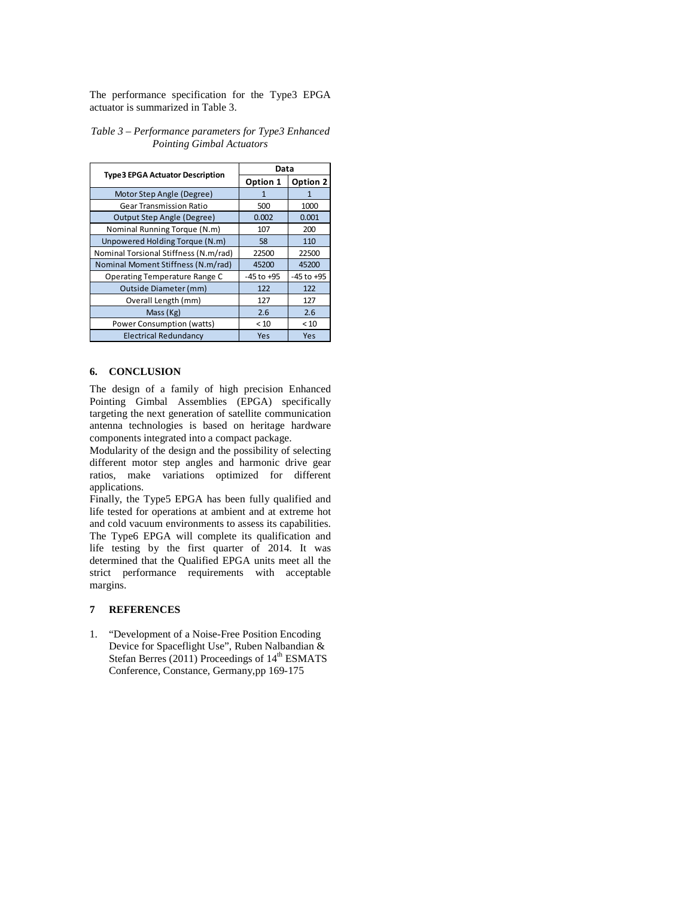The performance specification for the Type3 EPGA actuator is summarized in Table 3.

*Table 3 – Performance parameters for Type3 Enhanced Pointing Gimbal Actuators*

| Type3 EPGA Actuator Description | Data | |
|---|---|---|
| | **Option 1** | **Option 2** |
| Motor Step Angle (Degree) | 1 | 1 |
| Gear Transmission Ratio | 500 | 1000 |
| Output Step Angle (Degree) | 0.002 | 0.001 |
| Nominal Running Torque (N.m) | 107 | 200 |
| Unpowered Holding Torque (N.m) | 58 | 110 |
| Nominal Torsional Stiffness (N.m/rad) | 22500 | 22500 |
| Nominal Moment Stiffness (N.m/rad) | 45200 | 45200 |
| Operating Temperature Range C | -45 to +95 | -45 to +95 |
| Outside Diameter (mm) | 122 | 122 |
| Overall Length (mm) | 127 | 127 |
| Mass (Kg) | 2.6 | 2.6 |
| Power Consumption (watts) | < 10 | < 10 |
| Electrical Redundancy | Yes | Yes |

## 6. CONCLUSION

The design of a family of high precision Enhanced Pointing Gimbal Assemblies (EPGA) specifically targeting the next generation of satellite communication antenna technologies is based on heritage hardware components integrated into a compact package.

Modularity of the design and the possibility of selecting different motor step angles and harmonic drive gear ratios, make variations optimized for different applications.

Finally, the Type5 EPGA has been fully qualified and life tested for operations at ambient and at extreme hot and cold vacuum environments to assess its capabilities. The Type6 EPGA will complete its qualification and life testing by the first quarter of 2014. It was determined that the Qualified EPGA units meet all the strict performance requirements with acceptable margins.

## 7 REFERENCES

1. "Development of a Noise-Free Position Encoding Device for Spaceflight Use", Ruben Nalbandian & Stefan Berres (2011) Proceedings of 14th ESMATS Conference, Constance, Germany,pp 169-175